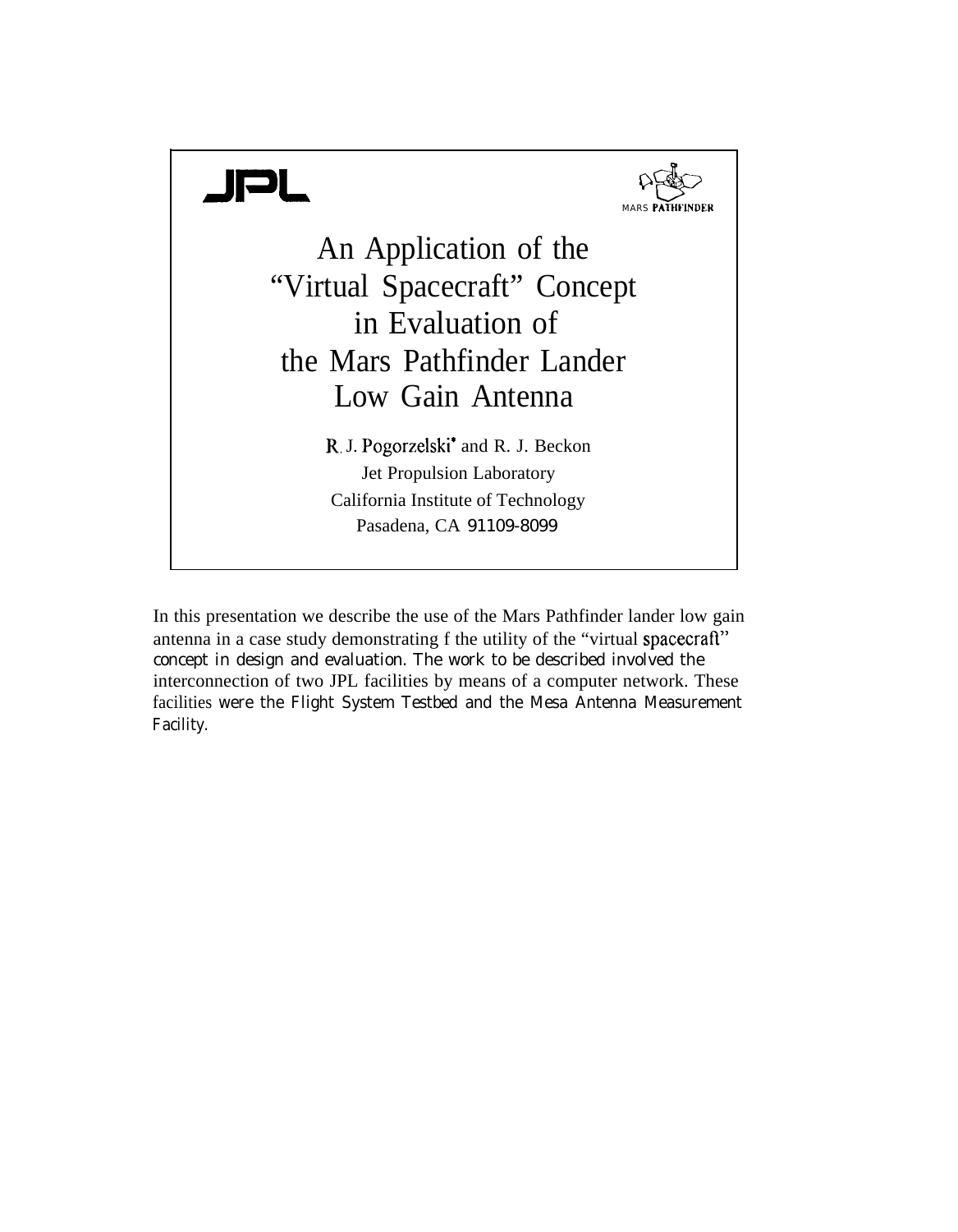JPL

MARS PATHFINDER

# An Application of the "Virtual Spacecraft" Concept in Evaluation of the Mars Pathfinder Lander Low Gain Antenna

R. J. Pogorzelski* and R. J. Beckon
Jet Propulsion Laboratory
California Institute of Technology
Pasadena, CA 91109-8099

In this presentation we describe the use of the Mars Pathfinder lander low gain antenna in a case study demonstrating f the utility of the "virtual spacecraft" concept in design and evaluation. The work to be described involved the interconnection of two JPL facilities by means of a computer network. These facilities were the Flight System Testbed and the Mesa Antenna Measurement Facility.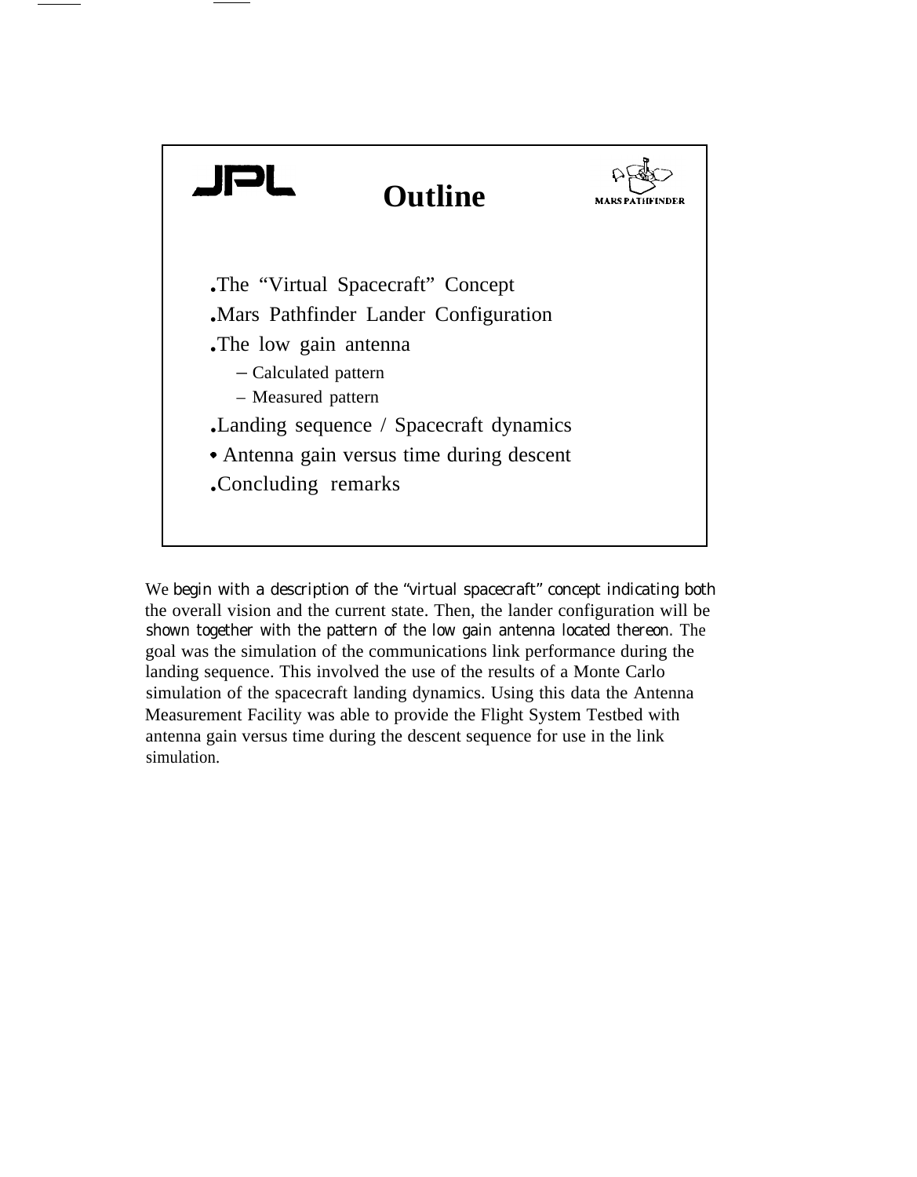JPL

# Outline

MARS PATHFINDER

- The "Virtual Spacecraft" Concept
- Mars Pathfinder Lander Configuration
- The low gain antenna
  - Calculated pattern
  - Measured pattern
- Landing sequence / Spacecraft dynamics
- Antenna gain versus time during descent
- Concluding remarks

We begin with a description of the "virtual spacecraft" concept indicating both the overall vision and the current state. Then, the lander configuration will be shown together with the pattern of the low gain antenna located thereon. The goal was the simulation of the communications link performance during the landing sequence. This involved the use of the results of a Monte Carlo simulation of the spacecraft landing dynamics. Using this data the Antenna Measurement Facility was able to provide the Flight System Testbed with antenna gain versus time during the descent sequence for use in the link simulation.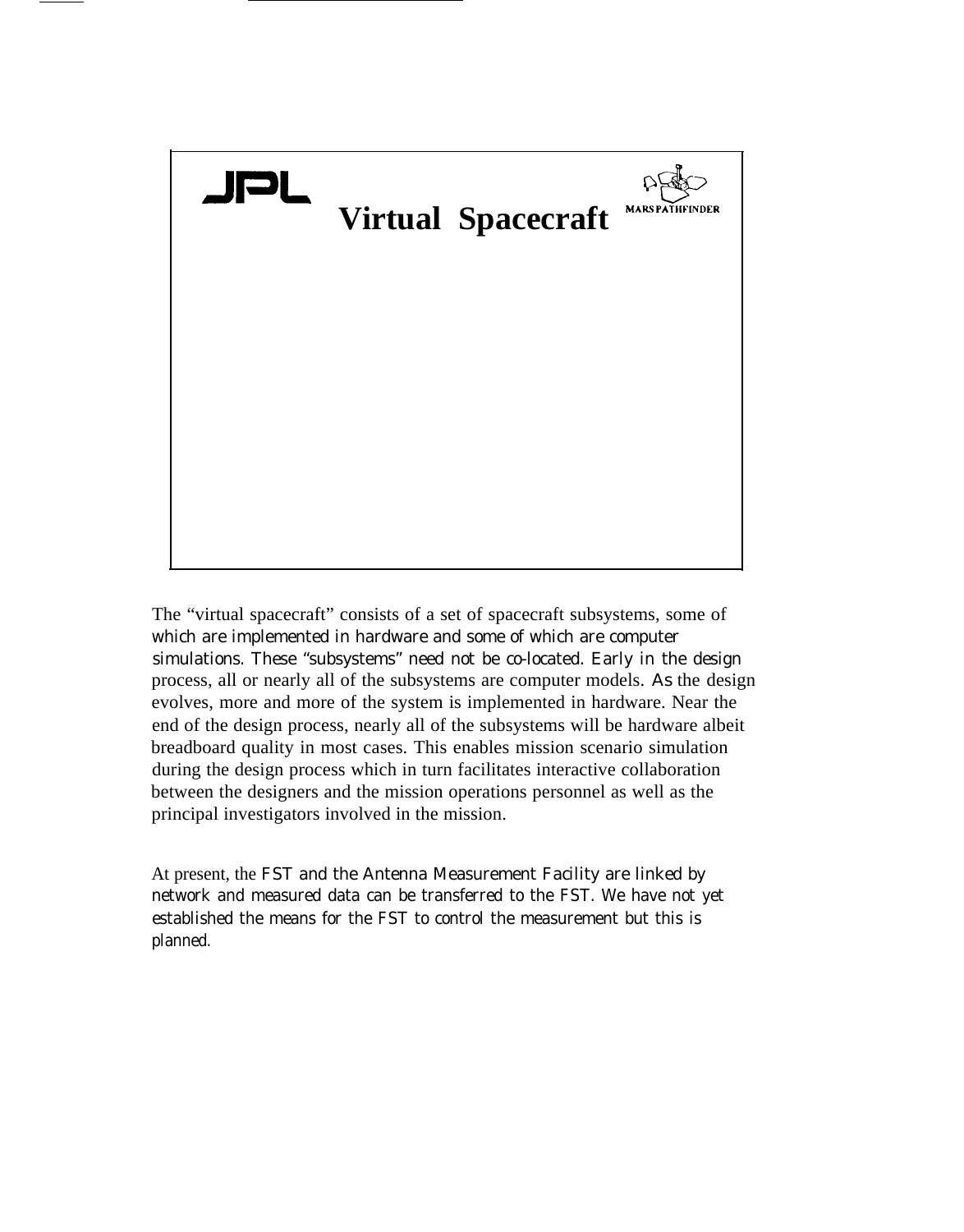# Virtual Spacecraft

JPL

MARS PATHFINDER

The "virtual spacecraft" consists of a set of spacecraft subsystems, some of which are implemented in hardware and some of which are computer simulations. These "subsystems" need not be co-located. Early in the design process, all or nearly all of the subsystems are computer models. As the design evolves, more and more of the system is implemented in hardware. Near the end of the design process, nearly all of the subsystems will be hardware albeit breadboard quality in most cases. This enables mission scenario simulation during the design process which in turn facilitates interactive collaboration between the designers and the mission operations personnel as well as the principal investigators involved in the mission.

At present, the FST and the Antenna Measurement Facility are linked by network and measured data can be transferred to the FST. We have not yet established the means for the FST to control the measurement but this is planned.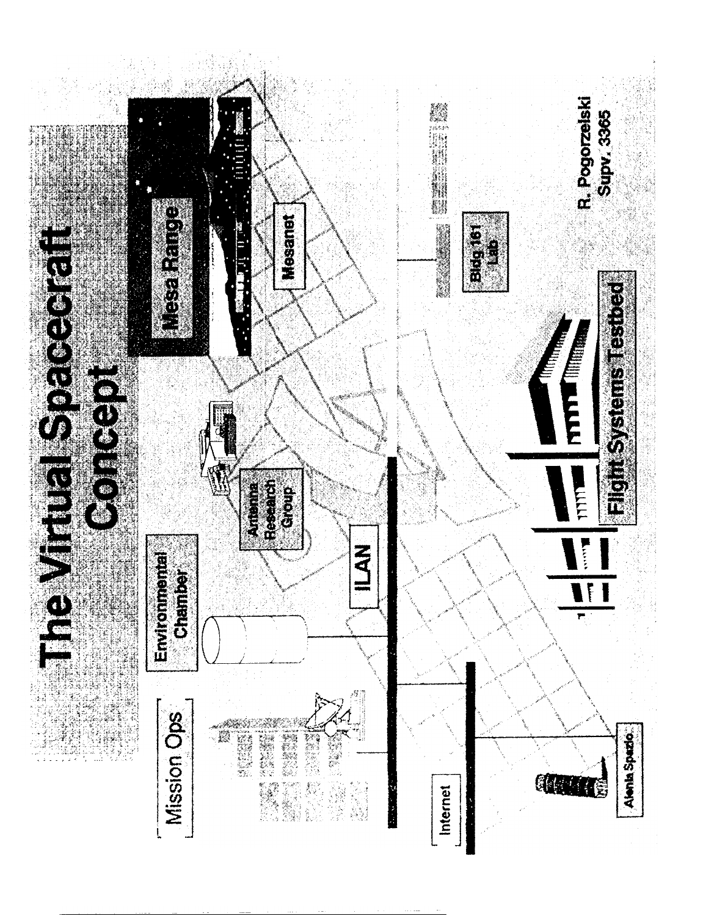# The Virtual Spacecraft Concept

Mission Ops

Environmental Chamber

Antenna Research Group

Mesa Range

Mesanet

ILAN

Internet

Alenia Spazio

Flight Systems Testbed

Bldg 161 Lab

R. Pogorzelski
Supv. 3365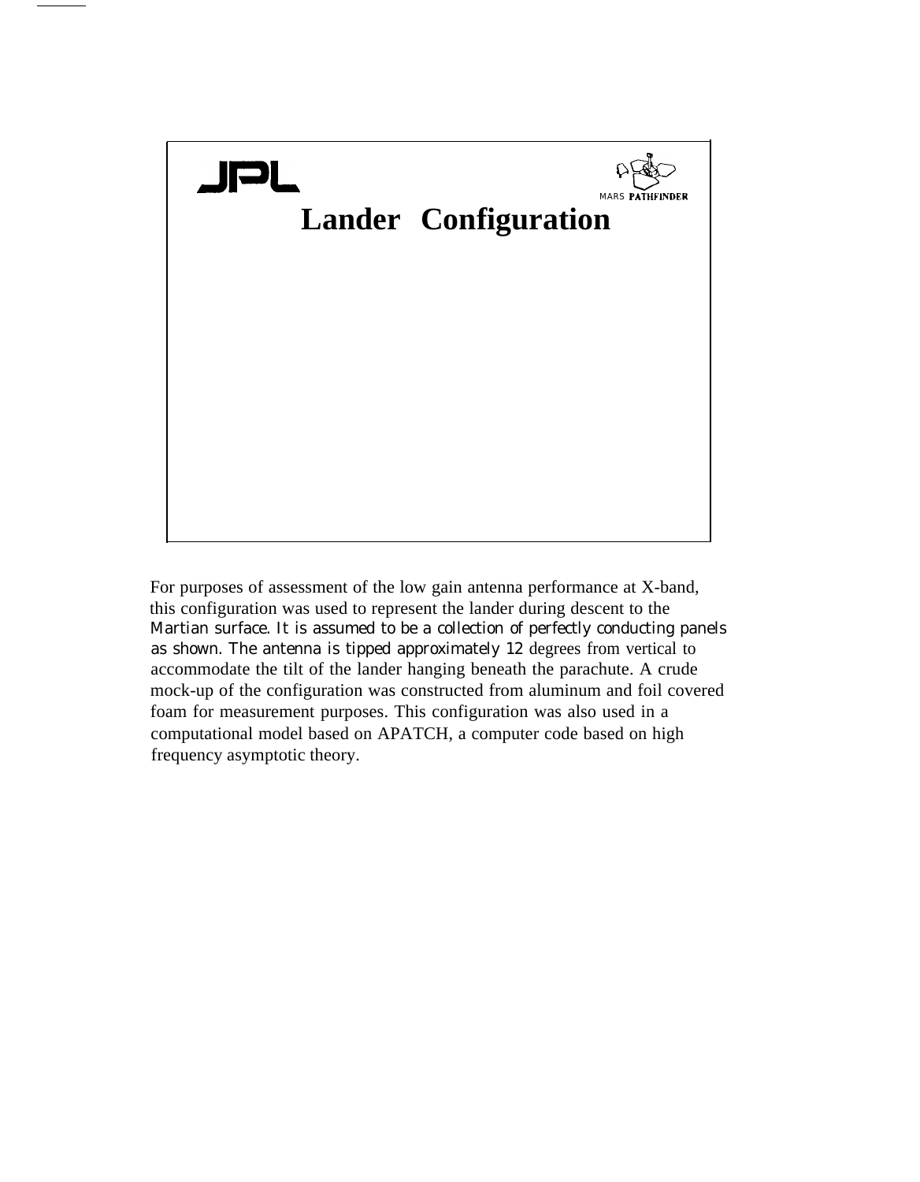# Lander Configuration

For purposes of assessment of the low gain antenna performance at X-band, this configuration was used to represent the lander during descent to the Martian surface. It is assumed to be a collection of perfectly conducting panels as shown. The antenna is tipped approximately 12 degrees from vertical to accommodate the tilt of the lander hanging beneath the parachute. A crude mock-up of the configuration was constructed from aluminum and foil covered foam for measurement purposes. This configuration was also used in a computational model based on APATCH, a computer code based on high frequency asymptotic theory.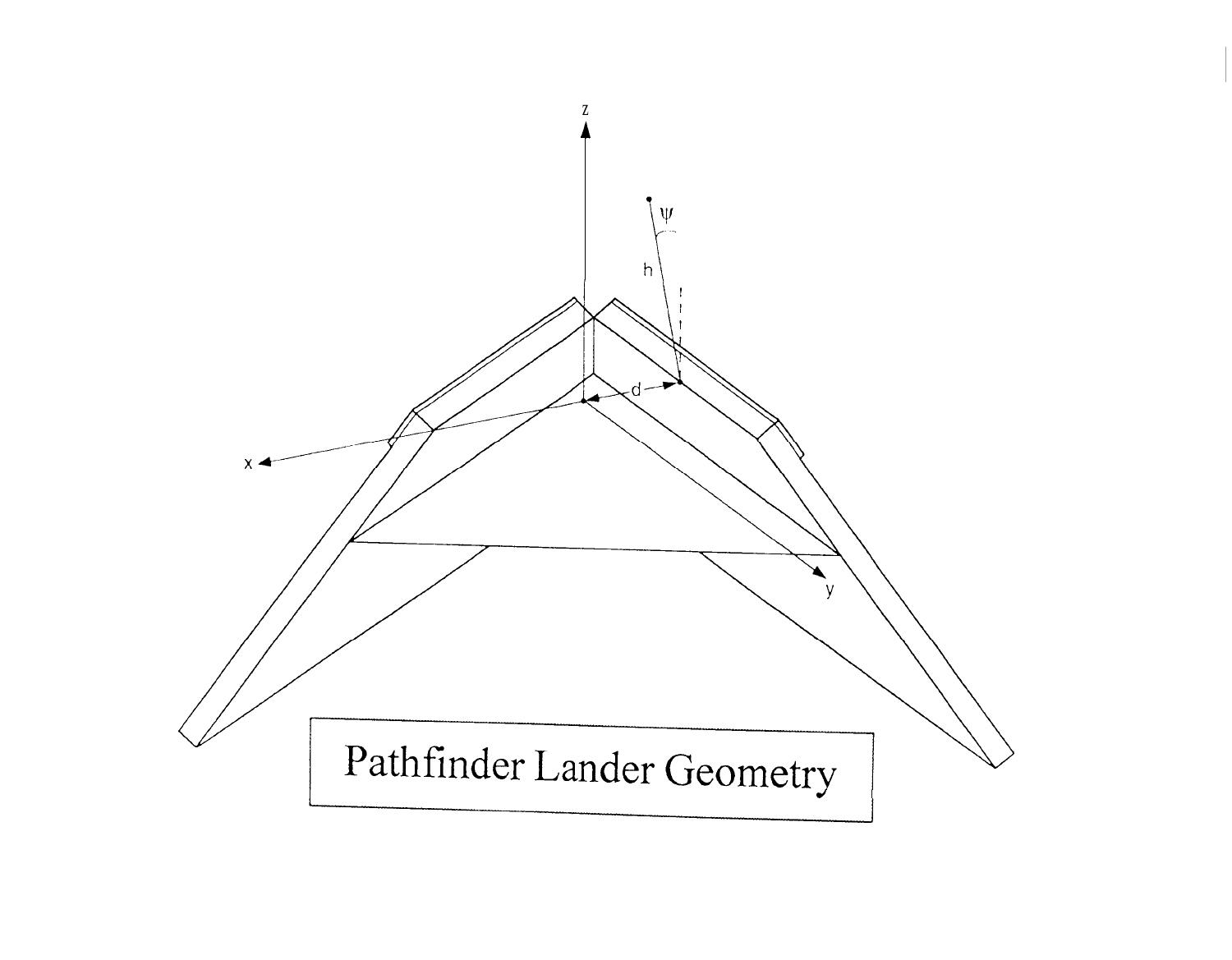Pathfinder Lander Geometry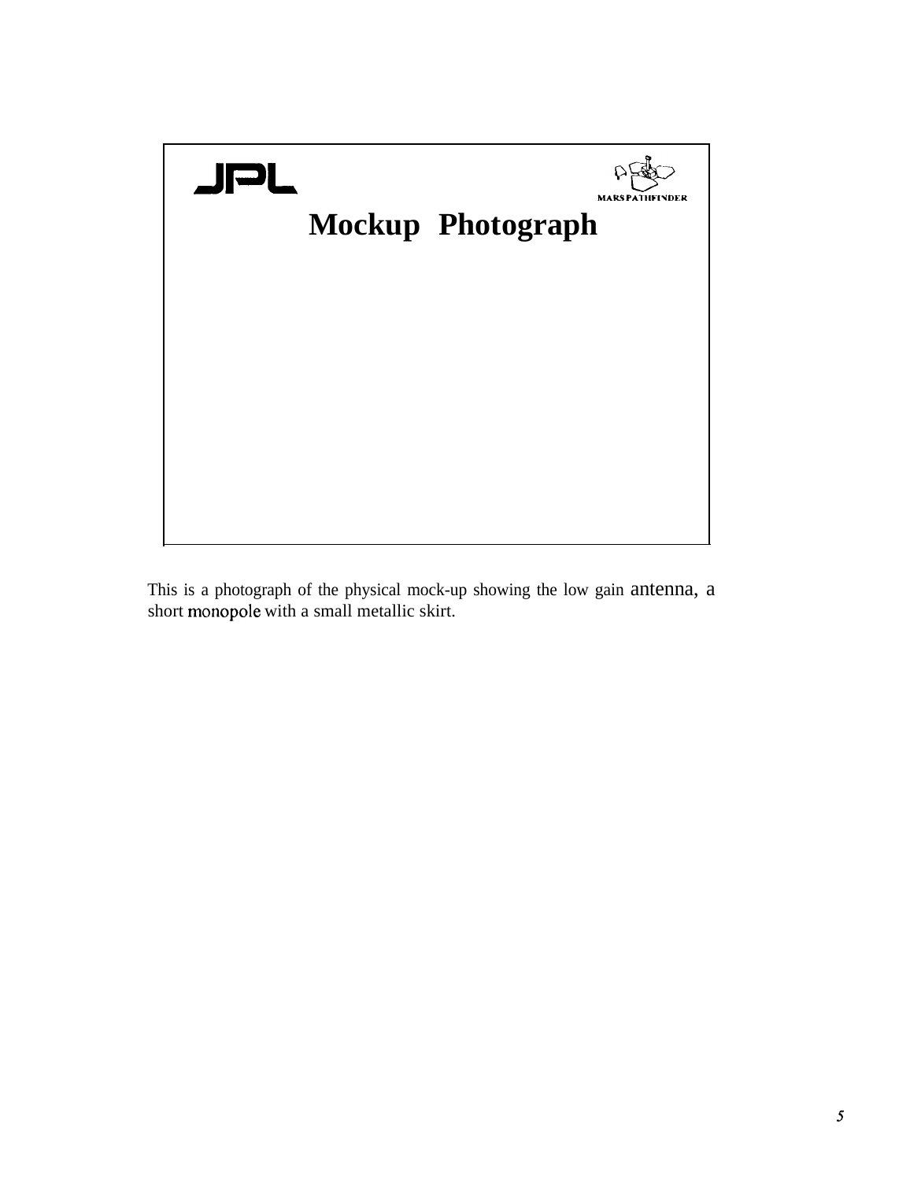# Mockup Photograph

This is a photograph of the physical mock-up showing the low gain antenna, a short monopole with a small metallic skirt.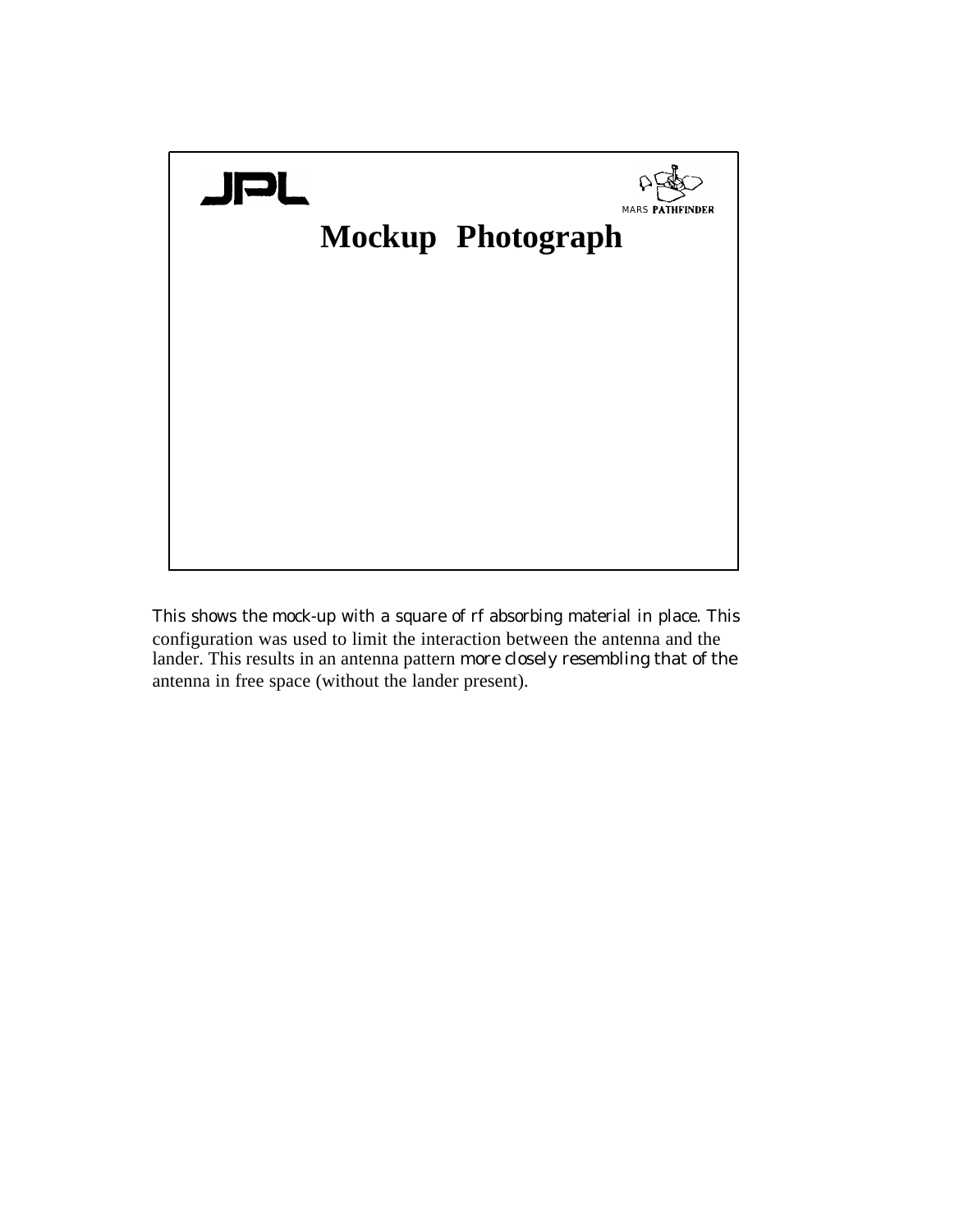## Mockup Photograph

This shows the mock-up with a square of rf absorbing material in place. This configuration was used to limit the interaction between the antenna and the lander. This results in an antenna pattern more closely resembling that of the antenna in free space (without the lander present).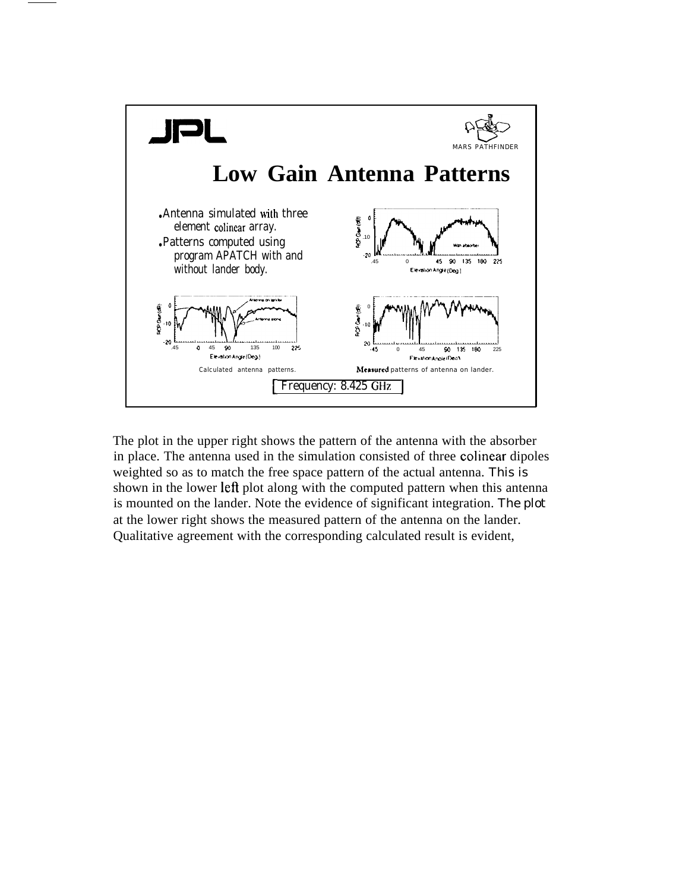# Low Gain Antenna Patterns

- Antenna simulated with three element colinear array.
- Patterns computed using program APATCH with and without lander body.

Calculated antenna patterns.

Measured patterns of antenna on lander.

Frequency: 8.425 GHz

The plot in the upper right shows the pattern of the antenna with the absorber in place. The antenna used in the simulation consisted of three colinear dipoles weighted so as to match the free space pattern of the actual antenna. This is shown in the lower left plot along with the computed pattern when this antenna is mounted on the lander. Note the evidence of significant integration. The plot at the lower right shows the measured pattern of the antenna on the lander. Qualitative agreement with the corresponding calculated result is evident,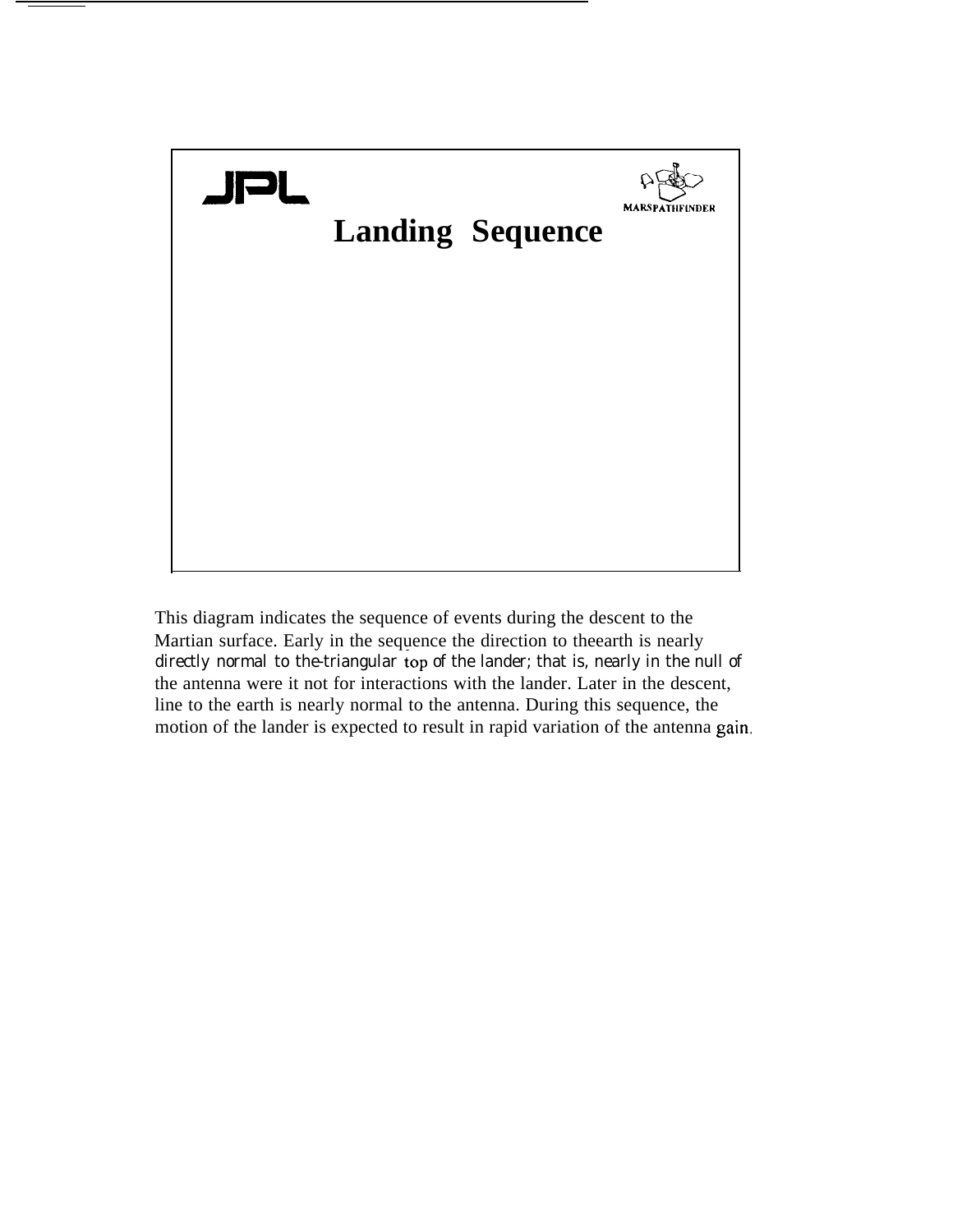JPL

MARS PATHFINDER

## Landing Sequence

This diagram indicates the sequence of events during the descent to the Martian surface. Early in the sequence the direction to theearth is nearly directly normal to the-triangular top of the lander; that is, nearly in the null of the antenna were it not for interactions with the lander. Later in the descent, line to the earth is nearly normal to the antenna. During this sequence, the motion of the lander is expected to result in rapid variation of the antenna gain.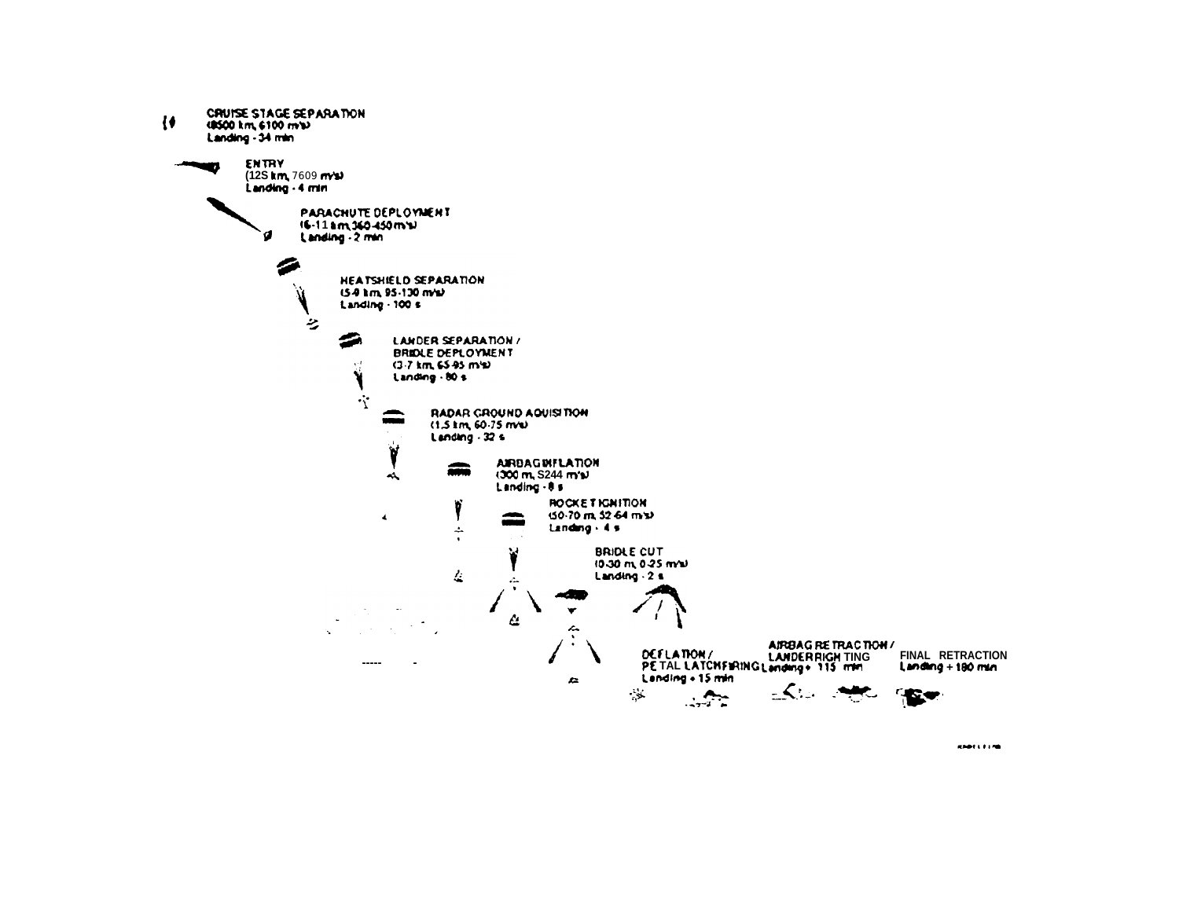CRUISE STAGE SEPARATION
(8500 km, 6100 m/s)
Landing - 34 min

ENTRY
(125 km, 7609 m/s)
Landing - 4 min

PARACHUTE DEPLOYMENT
(6-11 km, 360-450 m/s)
Landing - 2 min

HEATSHIELD SEPARATION
(5-9 km, 95-130 m/s)
Landing - 100 s

LANDER SEPARATION / BRIDLE DEPLOYMENT
(3-7 km, 65-95 m/s)
Landing - 80 s

RADAR GROUND AQUISITION
(1.5 km, 60-75 m/s)
Landing - 32 s

AIRBAG INFLATION
(300 m, 52-64 m/s)
Landing - 8 s

ROCKET IGNITION
(50-70 m, 52-64 m/s)
Landing - 4 s

BRIDLE CUT
(0-30 m, 0-25 m/s)
Landing - 2 s

DEFLATION / PETAL LATCH FIRING
Landing + 15 min

AIRBAG RETRACTION / LANDER RIGHTING
Landing + 115 min

FINAL RETRACTION
Landing + 180 min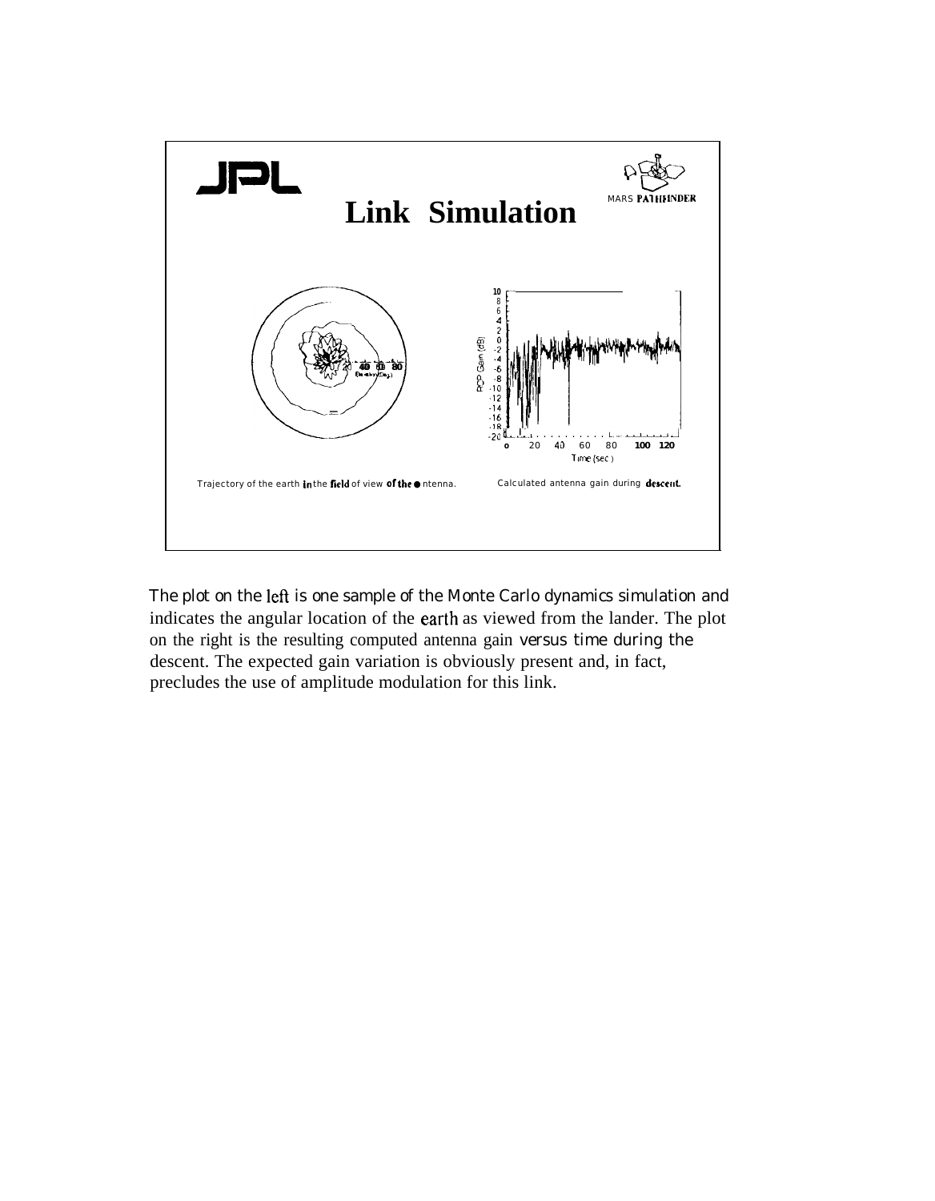# Link Simulation

MARS PATHFINDER

Trajectory of the earth in the field of view of the antenna.

Calculated antenna gain during descent.

The plot on the left is one sample of the Monte Carlo dynamics simulation and indicates the angular location of the earth as viewed from the lander. The plot on the right is the resulting computed antenna gain versus time during the descent. The expected gain variation is obviously present and, in fact, precludes the use of amplitude modulation for this link.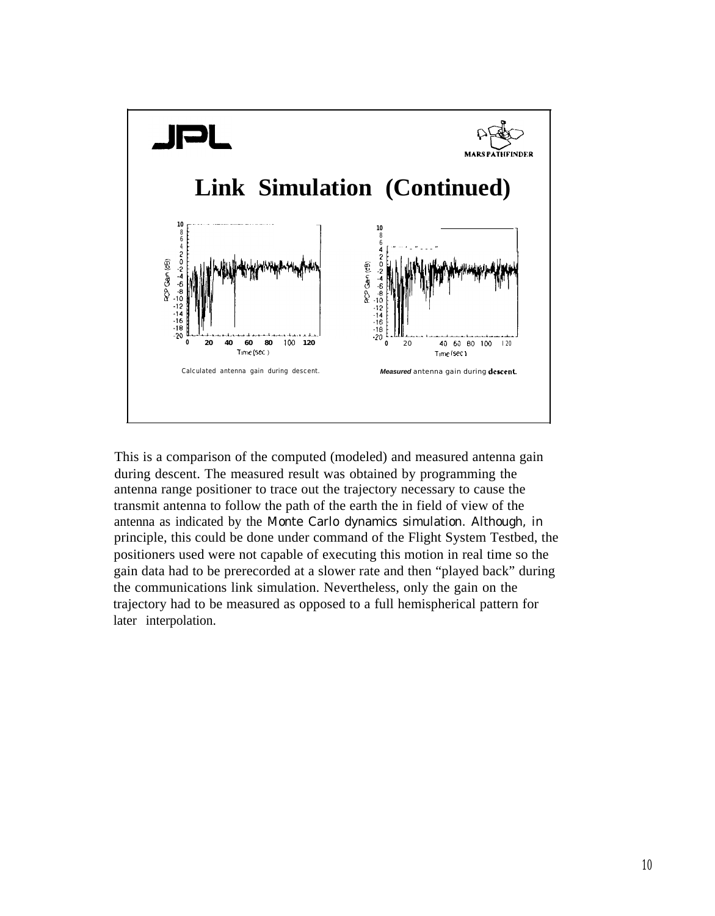# Link Simulation (Continued)

Calculated antenna gain during descent.

*Measured* antenna gain during **descent.**

This is a comparison of the computed (modeled) and measured antenna gain during descent. The measured result was obtained by programming the antenna range positioner to trace out the trajectory necessary to cause the transmit antenna to follow the path of the earth the in field of view of the antenna as indicated by the Monte Carlo dynamics simulation. Although, in principle, this could be done under command of the Flight System Testbed, the positioners used were not capable of executing this motion in real time so the gain data had to be prerecorded at a slower rate and then “played back” during the communications link simulation. Nevertheless, only the gain on the trajectory had to be measured as opposed to a full hemispherical pattern for later interpolation.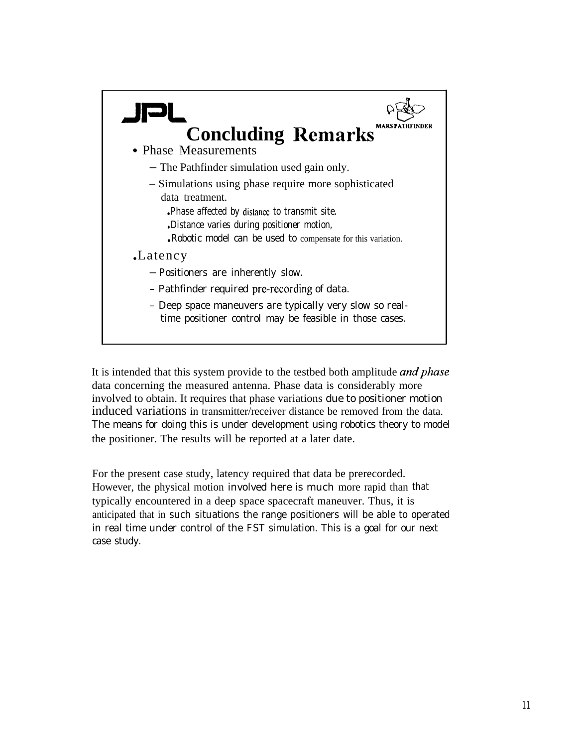JPL

MARS PATHFINDER

## Concluding Remarks

- Phase Measurements
  - The Pathfinder simulation used gain only.
  - Simulations using phase require more sophisticated data treatment.
    - Phase affected by distance to transmit site.
    - Distance varies during positioner motion,
    - Robotic model can be used to compensate for this variation.
- Latency
  - Positioners are inherently slow.
  - Pathfinder required pre-recording of data.
  - Deep space maneuvers are typically very slow so real-time positioner control may be feasible in those cases.

It is intended that this system provide to the testbed both amplitude *and phase* data concerning the measured antenna. Phase data is considerably more involved to obtain. It requires that phase variations due to positioner motion induced variations in transmitter/receiver distance be removed from the data. The means for doing this is under development using robotics theory to model the positioner. The results will be reported at a later date.

For the present case study, latency required that data be prerecorded. However, the physical motion involved here is much more rapid than that typically encountered in a deep space spacecraft maneuver. Thus, it is anticipated that in such situations the range positioners will be able to operated in real time under control of the FST simulation. This is a goal for our next case study.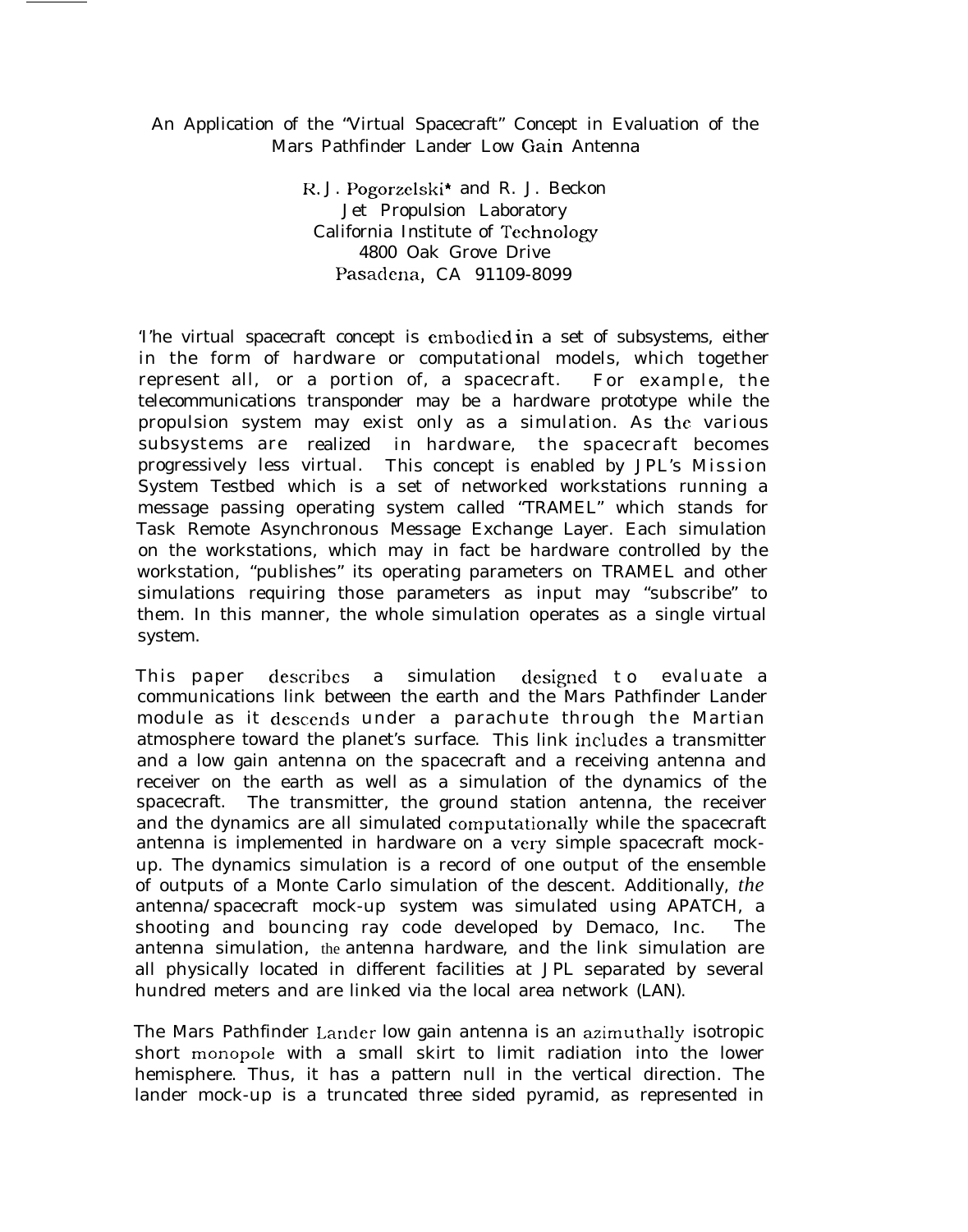An Application of the "Virtual Spacecraft" Concept in Evaluation of the Mars Pathfinder Lander Low Gain Antenna

R. J. Pogorzelski* and R. J. Beckon
Jet Propulsion Laboratory
California Institute of Technology
4800 Oak Grove Drive
Pasadena, CA 91109-8099

The virtual spacecraft concept is embodied in a set of subsystems, either in the form of hardware or computational models, which together represent all, or a portion of, a spacecraft. For example, the telecommunications transponder may be a hardware prototype while the propulsion system may exist only as a simulation. As the various subsystems are realized in hardware, the spacecraft becomes progressively less virtual. This concept is enabled by JPL's Mission System Testbed which is a set of networked workstations running a message passing operating system called "TRAMEL" which stands for Task Remote Asynchronous Message Exchange Layer. Each simulation on the workstations, which may in fact be hardware controlled by the workstation, "publishes" its operating parameters on TRAMEL and other simulations requiring those parameters as input may "subscribe" to them. In this manner, the whole simulation operates as a single virtual system.

This paper describes a simulation designed to evaluate a communications link between the earth and the Mars Pathfinder Lander module as it descends under a parachute through the Martian atmosphere toward the planet's surface. This link includes a transmitter and a low gain antenna on the spacecraft and a receiving antenna and receiver on the earth as well as a simulation of the dynamics of the spacecraft. The transmitter, the ground station antenna, the receiver and the dynamics are all simulated computationally while the spacecraft antenna is implemented in hardware on a very simple spacecraft mock-up. The dynamics simulation is a record of one output of the ensemble of outputs of a Monte Carlo simulation of the descent. Additionally, *the* antenna/spacecraft mock-up system was simulated using APATCH, a shooting and bouncing ray code developed by Demaco, Inc. The antenna simulation, the antenna hardware, and the link simulation are all physically located in different facilities at JPL separated by several hundred meters and are linked via the local area network (LAN).

The Mars Pathfinder Lander low gain antenna is an azimuthally isotropic short monopole with a small skirt to limit radiation into the lower hemisphere. Thus, it has a pattern null in the vertical direction. The lander mock-up is a truncated three sided pyramid, as represented in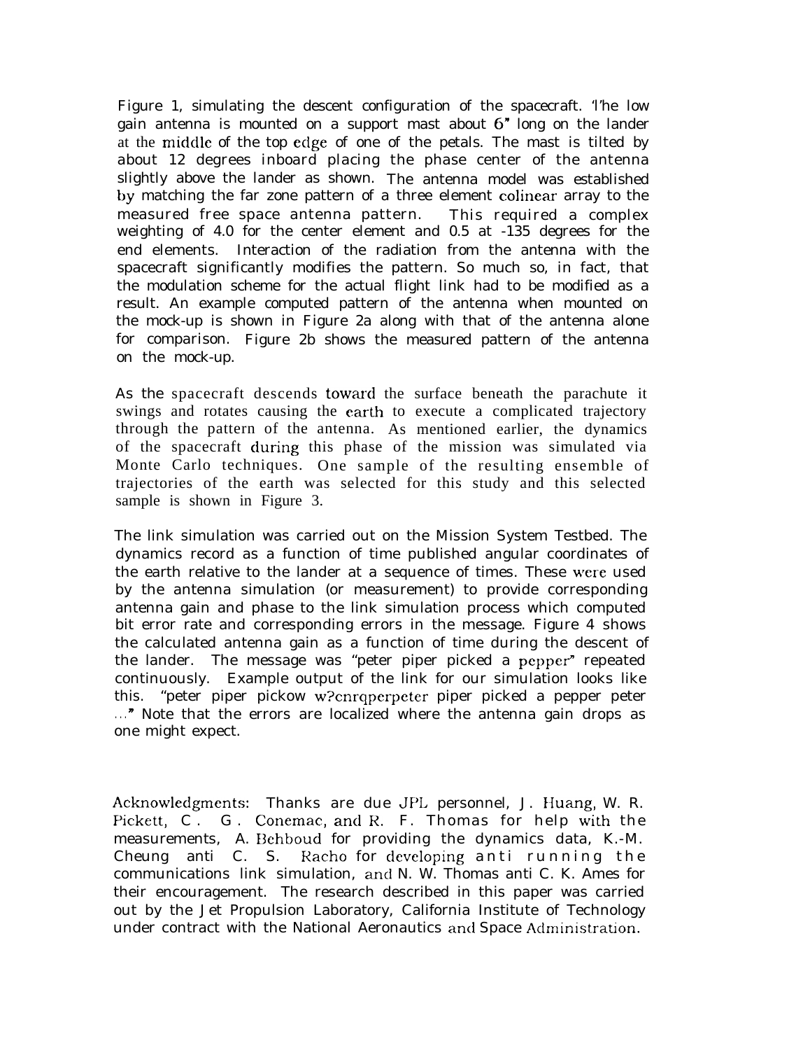Figure 1, simulating the descent configuration of the spacecraft. 'l'he low gain antenna is mounted on a support mast about 6" long on the lander at the middle of the top edge of one of the petals. The mast is tilted by about 12 degrees inboard placing the phase center of the antenna slightly above the lander as shown. The antenna model was established by matching the far zone pattern of a three element colinear array to the measured free space antenna pattern. This required a complex weighting of 4.0 for the center element and 0.5 at -135 degrees for the end elements. Interaction of the radiation from the antenna with the spacecraft significantly modifies the pattern. So much so, in fact, that the modulation scheme for the actual flight link had to be modified as a result. An example computed pattern of the antenna when mounted on the mock-up is shown in Figure 2a along with that of the antenna alone for comparison. Figure 2b shows the measured pattern of the antenna on the mock-up.

As the spacecraft descends toward the surface beneath the parachute it swings and rotates causing the earth to execute a complicated trajectory through the pattern of the antenna. As mentioned earlier, the dynamics of the spacecraft during this phase of the mission was simulated via Monte Carlo techniques. One sample of the resulting ensemble of trajectories of the earth was selected for this study and this selected sample is shown in Figure 3.

The link simulation was carried out on the Mission System Testbed. The dynamics record as a function of time published angular coordinates of the earth relative to the lander at a sequence of times. These were used by the antenna simulation (or measurement) to provide corresponding antenna gain and phase to the link simulation process which computed bit error rate and corresponding errors in the message. Figure 4 shows the calculated antenna gain as a function of time during the descent of the lander. The message was "peter piper picked a pepper" repeated continuously. Example output of the link for our simulation looks like this. "peter piper pickow w?cnrqperpeter piper picked a pepper peter ..." Note that the errors are localized where the antenna gain drops as one might expect.

Acknowledgments: Thanks are due JPL personnel, J. Huang, W. R. Pickett, C. G. Conemac, and R. F. Thomas for help with the measurements, A. Behboud for providing the dynamics data, K.-M. Cheung anti C. S. Racho for developing anti running the communications link simulation, and N. W. Thomas anti C. K. Ames for their encouragement. The research described in this paper was carried out by the Jet Propulsion Laboratory, California Institute of Technology under contract with the National Aeronautics and Space Administration.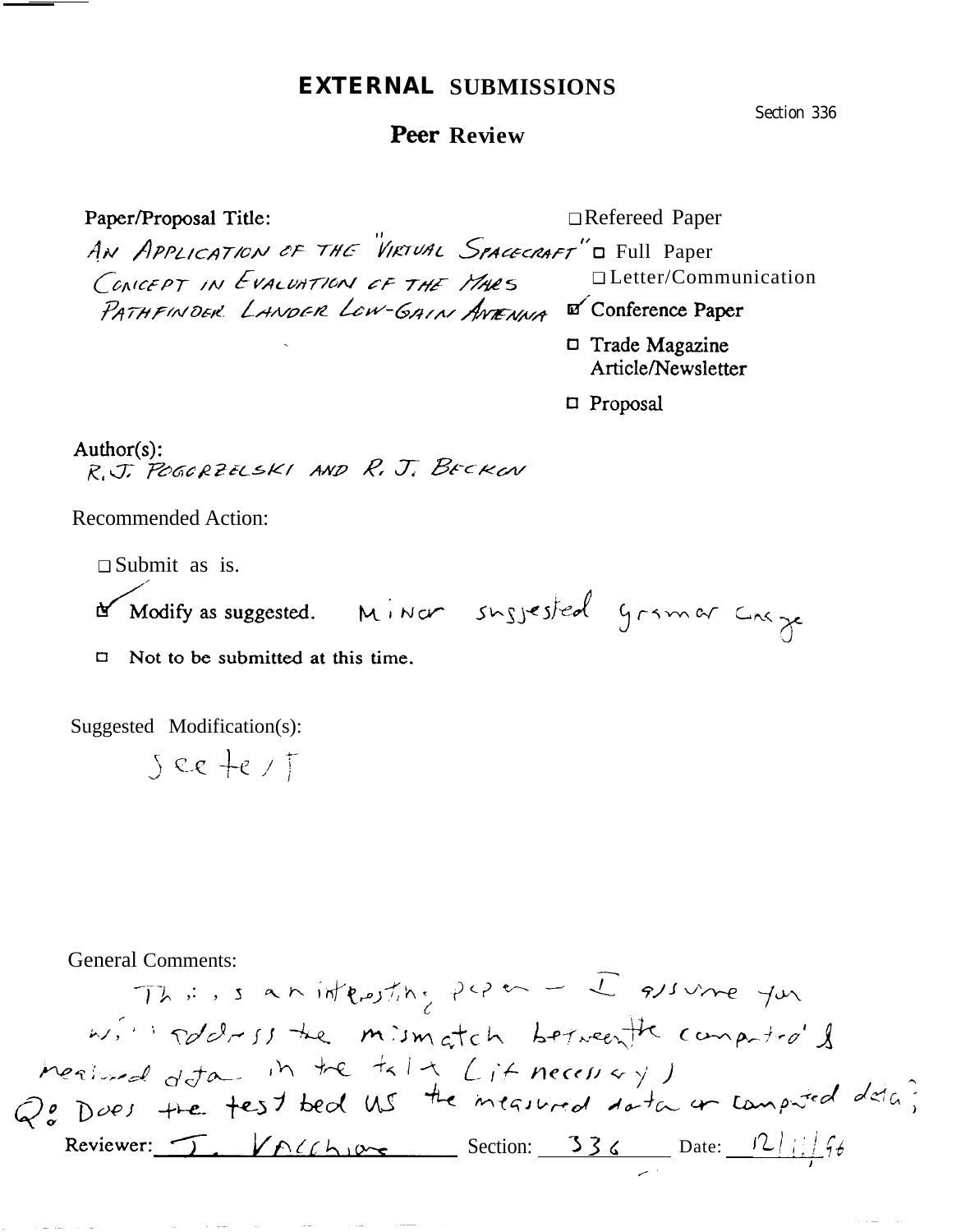# EXTERNAL SUBMISSIONS

Section 336

## Peer Review

**Paper/Proposal Title:**

AN APPLICATION OF THE "VIRTUAL SPACECRAFT" CONCEPT IN EVALUATION OF THE MARS PATHFINDER LANDER LOW-GAIN ANTENNA

- ☐ Refereed Paper
- ☐ Full Paper
- ☐ Letter/Communication
- ☑ Conference Paper
- ☐ Trade Magazine Article/Newsletter
- ☐ Proposal

**Author(s):**
R. J. POGORZELSKI AND R. J. BECKON

**Recommended Action:**

- ☐ Submit as is.
- ☑ Modify as suggested. Minor suggested gramar change
- ☐ Not to be submitted at this time.

**Suggested Modification(s):**

See text

**General Comments:**

This is an interesting paper – I assume you will address the mismatch between the computed & measured data in the talk (if necessary)

Q: Does the test bed US the measured data or computed data?

Reviewer: J. Vacchione Section: 336 Date: 12/ / 96